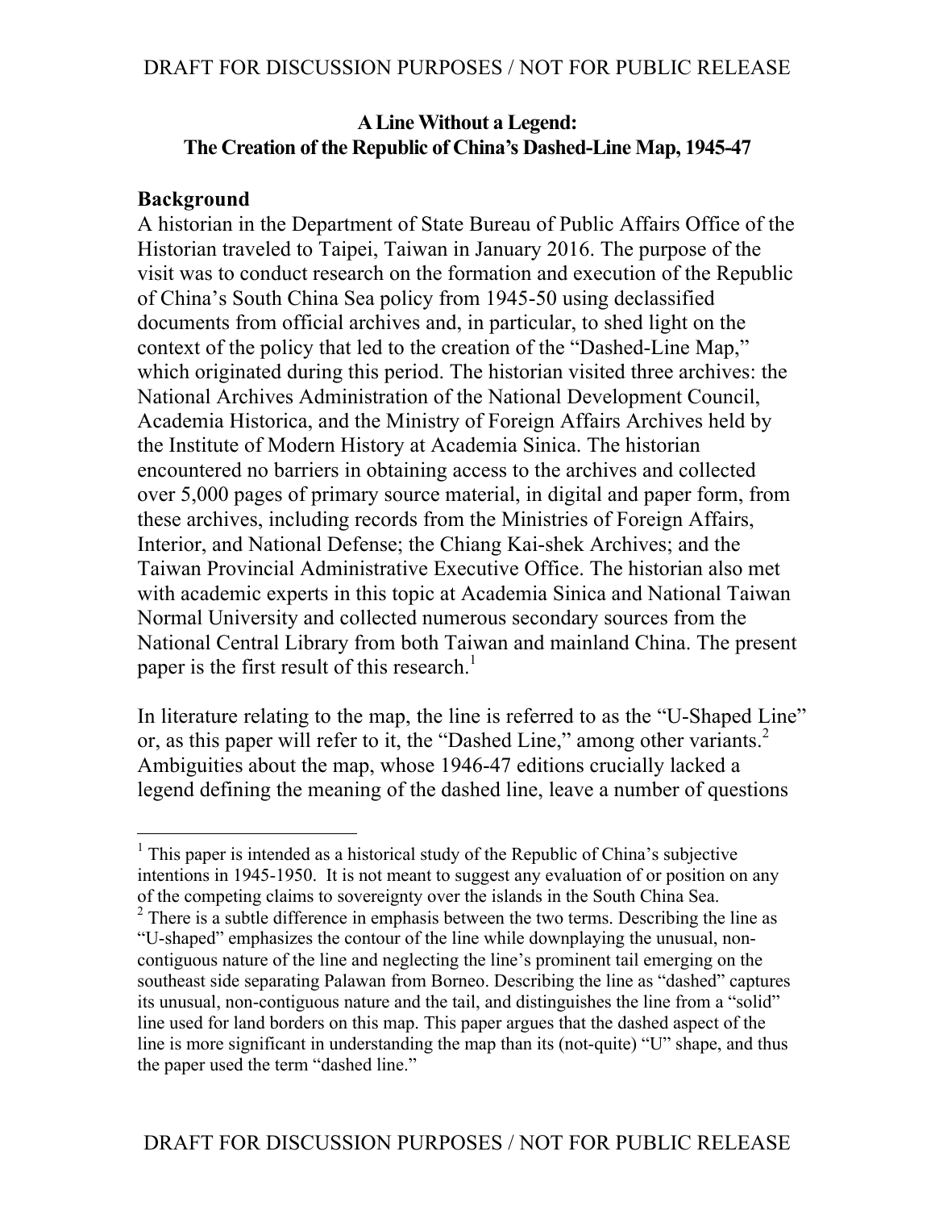**A Line Without a Legend:**
**The Creation of the Republic of China's Dashed-Line Map, 1945-47**

## Background

A historian in the Department of State Bureau of Public Affairs Office of the Historian traveled to Taipei, Taiwan in January 2016. The purpose of the visit was to conduct research on the formation and execution of the Republic of China's South China Sea policy from 1945-50 using declassified documents from official archives and, in particular, to shed light on the context of the policy that led to the creation of the "Dashed-Line Map," which originated during this period. The historian visited three archives: the National Archives Administration of the National Development Council, Academia Historica, and the Ministry of Foreign Affairs Archives held by the Institute of Modern History at Academia Sinica. The historian encountered no barriers in obtaining access to the archives and collected over 5,000 pages of primary source material, in digital and paper form, from these archives, including records from the Ministries of Foreign Affairs, Interior, and National Defense; the Chiang Kai-shek Archives; and the Taiwan Provincial Administrative Executive Office. The historian also met with academic experts in this topic at Academia Sinica and National Taiwan Normal University and collected numerous secondary sources from the National Central Library from both Taiwan and mainland China. The present paper is the first result of this research.[1]

In literature relating to the map, the line is referred to as the "U-Shaped Line" or, as this paper will refer to it, the "Dashed Line," among other variants.[2] Ambiguities about the map, whose 1946-47 editions crucially lacked a legend defining the meaning of the dashed line, leave a number of questions

---

[1] This paper is intended as a historical study of the Republic of China's subjective intentions in 1945-1950. It is not meant to suggest any evaluation of or position on any of the competing claims to sovereignty over the islands in the South China Sea.

[2] There is a subtle difference in emphasis between the two terms. Describing the line as "U-shaped" emphasizes the contour of the line while downplaying the unusual, non-contiguous nature of the line and neglecting the line's prominent tail emerging on the southeast side separating Palawan from Borneo. Describing the line as "dashed" captures its unusual, non-contiguous nature and the tail, and distinguishes the line from a "solid" line used for land borders on this map. This paper argues that the dashed aspect of the line is more significant in understanding the map than its (not-quite) "U" shape, and thus the paper used the term "dashed line."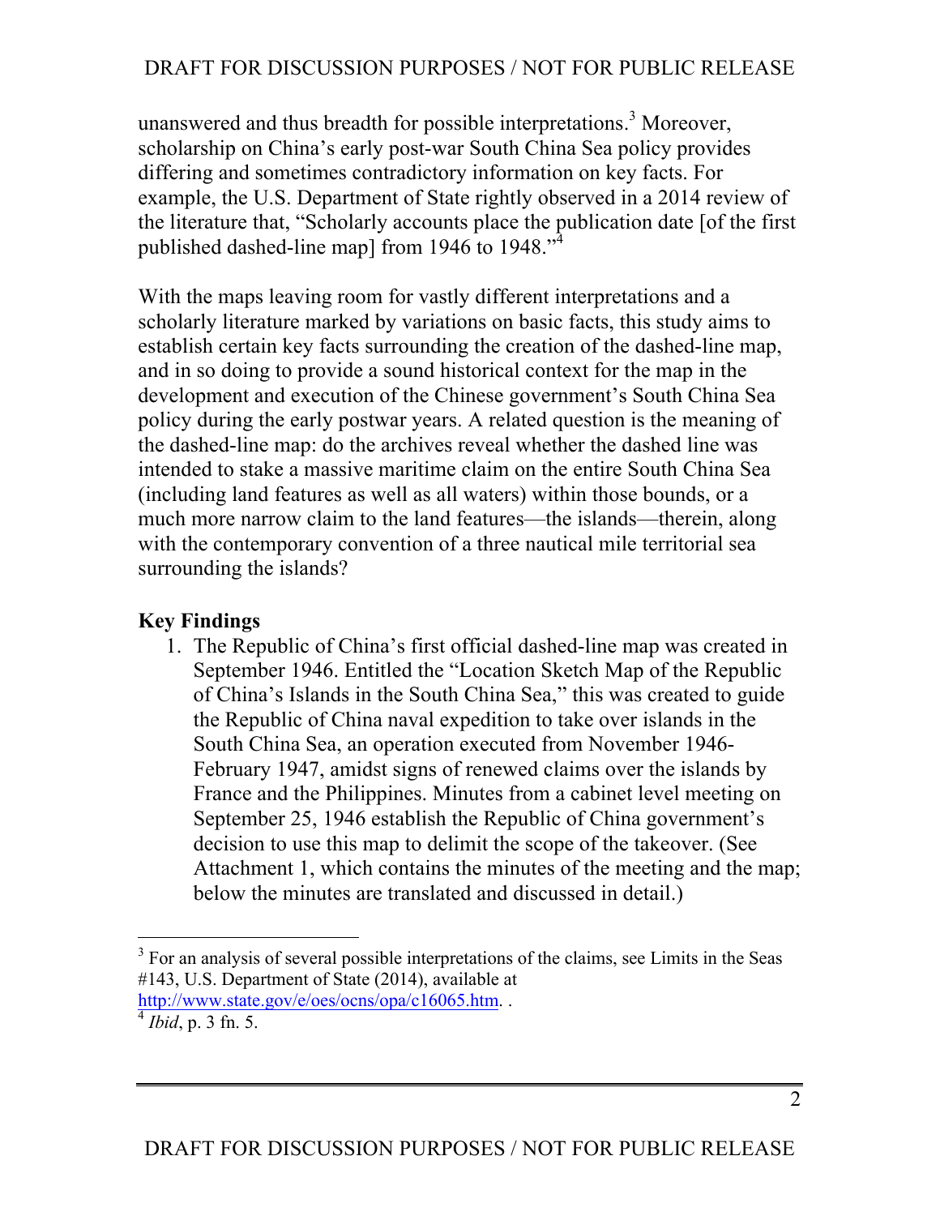unanswered and thus breadth for possible interpretations.[3] Moreover, scholarship on China's early post-war South China Sea policy provides differing and sometimes contradictory information on key facts. For example, the U.S. Department of State rightly observed in a 2014 review of the literature that, "Scholarly accounts place the publication date [of the first published dashed-line map] from 1946 to 1948."[4]

With the maps leaving room for vastly different interpretations and a scholarly literature marked by variations on basic facts, this study aims to establish certain key facts surrounding the creation of the dashed-line map, and in so doing to provide a sound historical context for the map in the development and execution of the Chinese government's South China Sea policy during the early postwar years. A related question is the meaning of the dashed-line map: do the archives reveal whether the dashed line was intended to stake a massive maritime claim on the entire South China Sea (including land features as well as all waters) within those bounds, or a much more narrow claim to the land features—the islands—therein, along with the contemporary convention of a three nautical mile territorial sea surrounding the islands?

## Key Findings

1. The Republic of China's first official dashed-line map was created in September 1946. Entitled the "Location Sketch Map of the Republic of China's Islands in the South China Sea," this was created to guide the Republic of China naval expedition to take over islands in the South China Sea, an operation executed from November 1946-February 1947, amidst signs of renewed claims over the islands by France and the Philippines. Minutes from a cabinet level meeting on September 25, 1946 establish the Republic of China government's decision to use this map to delimit the scope of the takeover. (See Attachment 1, which contains the minutes of the meeting and the map; below the minutes are translated and discussed in detail.)

---

[3] For an analysis of several possible interpretations of the claims, see Limits in the Seas #143, U.S. Department of State (2014), available at http://www.state.gov/e/oes/ocns/opa/c16065.htm. .

[4] *Ibid*, p. 3 fn. 5.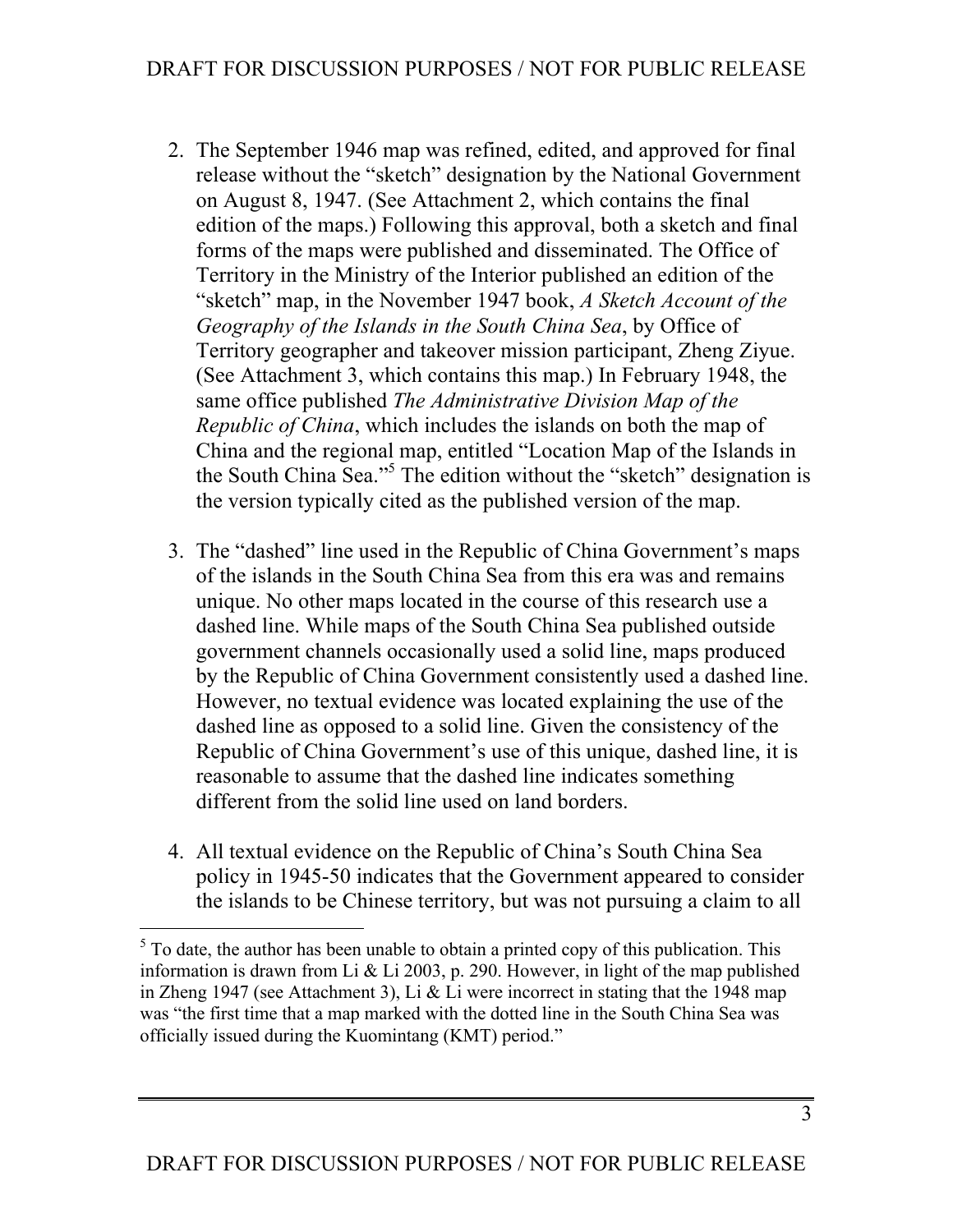2. The September 1946 map was refined, edited, and approved for final release without the "sketch" designation by the National Government on August 8, 1947. (See Attachment 2, which contains the final edition of the maps.) Following this approval, both a sketch and final forms of the maps were published and disseminated. The Office of Territory in the Ministry of the Interior published an edition of the "sketch" map, in the November 1947 book, *A Sketch Account of the Geography of the Islands in the South China Sea*, by Office of Territory geographer and takeover mission participant, Zheng Ziyue. (See Attachment 3, which contains this map.) In February 1948, the same office published *The Administrative Division Map of the Republic of China*, which includes the islands on both the map of China and the regional map, entitled "Location Map of the Islands in the South China Sea."[5] The edition without the "sketch" designation is the version typically cited as the published version of the map.

3. The "dashed" line used in the Republic of China Government's maps of the islands in the South China Sea from this era was and remains unique. No other maps located in the course of this research use a dashed line. While maps of the South China Sea published outside government channels occasionally used a solid line, maps produced by the Republic of China Government consistently used a dashed line. However, no textual evidence was located explaining the use of the dashed line as opposed to a solid line. Given the consistency of the Republic of China Government's use of this unique, dashed line, it is reasonable to assume that the dashed line indicates something different from the solid line used on land borders.

4. All textual evidence on the Republic of China's South China Sea policy in 1945-50 indicates that the Government appeared to consider the islands to be Chinese territory, but was not pursuing a claim to all

[5] To date, the author has been unable to obtain a printed copy of this publication. This information is drawn from Li & Li 2003, p. 290. However, in light of the map published in Zheng 1947 (see Attachment 3), Li & Li were incorrect in stating that the 1948 map was "the first time that a map marked with the dotted line in the South China Sea was officially issued during the Kuomintang (KMT) period."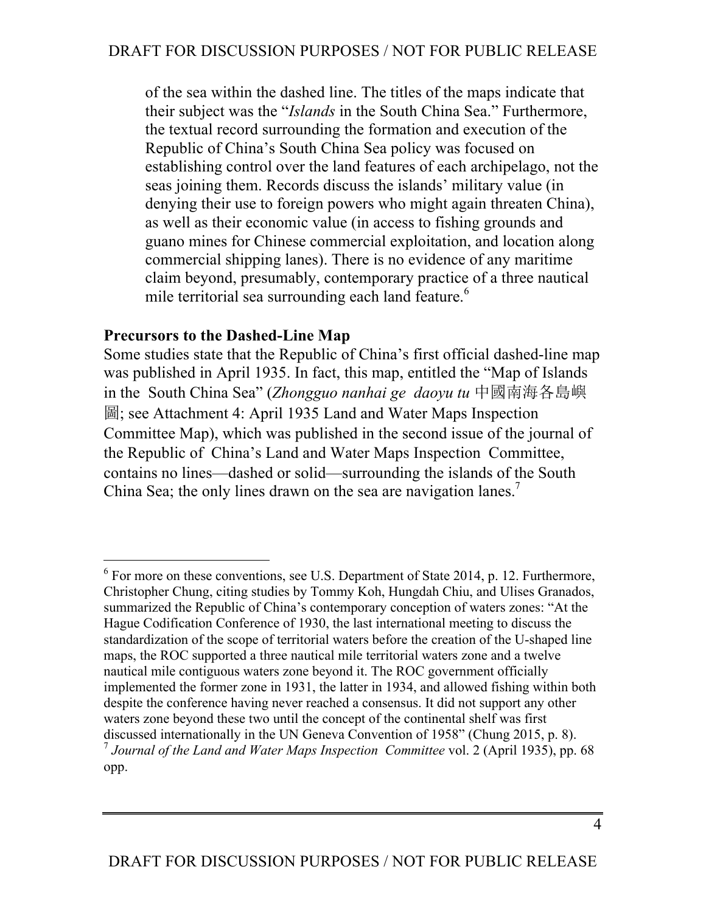of the sea within the dashed line. The titles of the maps indicate that their subject was the "*Islands* in the South China Sea." Furthermore, the textual record surrounding the formation and execution of the Republic of China's South China Sea policy was focused on establishing control over the land features of each archipelago, not the seas joining them. Records discuss the islands' military value (in denying their use to foreign powers who might again threaten China), as well as their economic value (in access to fishing grounds and guano mines for Chinese commercial exploitation, and location along commercial shipping lanes). There is no evidence of any maritime claim beyond, presumably, contemporary practice of a three nautical mile territorial sea surrounding each land feature.[6]

**Precursors to the Dashed-Line Map**

Some studies state that the Republic of China's first official dashed-line map was published in April 1935. In fact, this map, entitled the "Map of Islands in the South China Sea" (*Zhongguo nanhai ge daoyu tu* 中國南海各島嶼圖; see Attachment 4: April 1935 Land and Water Maps Inspection Committee Map), which was published in the second issue of the journal of the Republic of China's Land and Water Maps Inspection Committee, contains no lines—dashed or solid—surrounding the islands of the South China Sea; the only lines drawn on the sea are navigation lanes.[7]

---

[6] For more on these conventions, see U.S. Department of State 2014, p. 12. Furthermore, Christopher Chung, citing studies by Tommy Koh, Hungdah Chiu, and Ulises Granados, summarized the Republic of China's contemporary conception of waters zones: "At the Hague Codification Conference of 1930, the last international meeting to discuss the standardization of the scope of territorial waters before the creation of the U-shaped line maps, the ROC supported a three nautical mile territorial waters zone and a twelve nautical mile contiguous waters zone beyond it. The ROC government officially implemented the former zone in 1931, the latter in 1934, and allowed fishing within both despite the conference having never reached a consensus. It did not support any other waters zone beyond these two until the concept of the continental shelf was first discussed internationally in the UN Geneva Convention of 1958" (Chung 2015, p. 8).

[7] *Journal of the Land and Water Maps Inspection Committee* vol. 2 (April 1935), pp. 68 opp.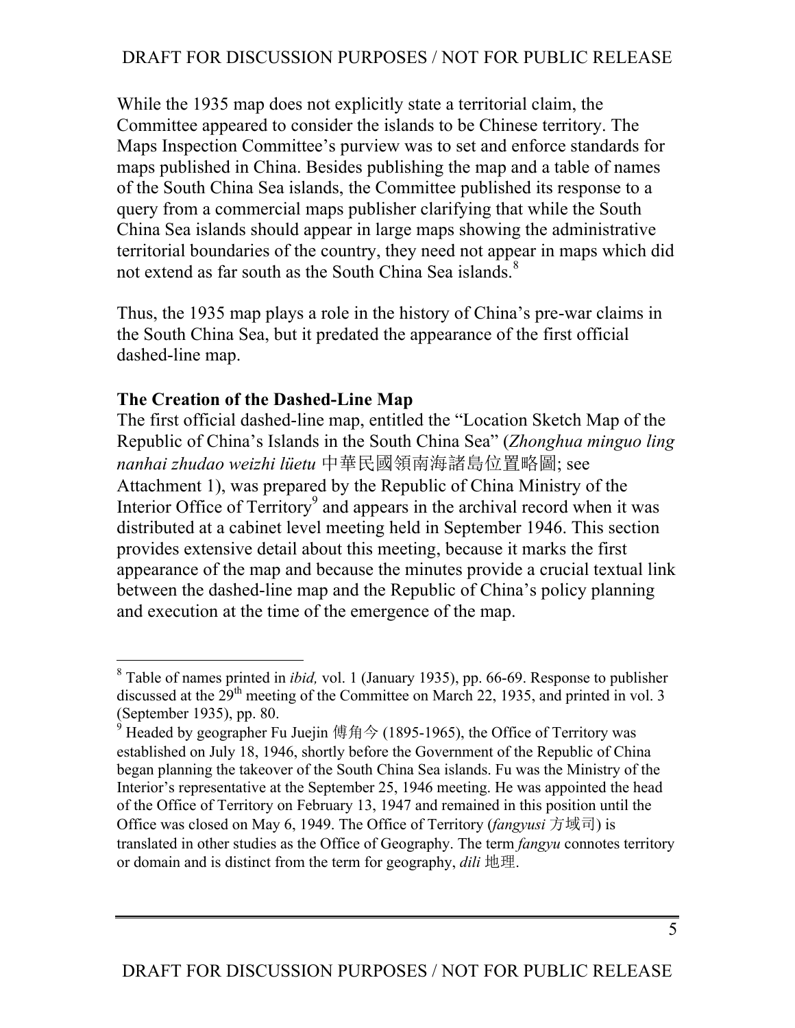While the 1935 map does not explicitly state a territorial claim, the Committee appeared to consider the islands to be Chinese territory. The Maps Inspection Committee's purview was to set and enforce standards for maps published in China. Besides publishing the map and a table of names of the South China Sea islands, the Committee published its response to a query from a commercial maps publisher clarifying that while the South China Sea islands should appear in large maps showing the administrative territorial boundaries of the country, they need not appear in maps which did not extend as far south as the South China Sea islands.[8]

Thus, the 1935 map plays a role in the history of China's pre-war claims in the South China Sea, but it predated the appearance of the first official dashed-line map.

**The Creation of the Dashed-Line Map**

The first official dashed-line map, entitled the "Location Sketch Map of the Republic of China's Islands in the South China Sea" (*Zhonghua minguo ling nanhai zhudao weizhi lüetu* 中華民國領南海諸島位置略圖; see Attachment 1), was prepared by the Republic of China Ministry of the Interior Office of Territory[9] and appears in the archival record when it was distributed at a cabinet level meeting held in September 1946. This section provides extensive detail about this meeting, because it marks the first appearance of the map and because the minutes provide a crucial textual link between the dashed-line map and the Republic of China's policy planning and execution at the time of the emergence of the map.

---

[8] Table of names printed in *ibid,* vol. 1 (January 1935), pp. 66-69. Response to publisher discussed at the 29th meeting of the Committee on March 22, 1935, and printed in vol. 3 (September 1935), pp. 80.

[9] Headed by geographer Fu Juejin 傅角今 (1895-1965), the Office of Territory was established on July 18, 1946, shortly before the Government of the Republic of China began planning the takeover of the South China Sea islands. Fu was the Ministry of the Interior's representative at the September 25, 1946 meeting. He was appointed the head of the Office of Territory on February 13, 1947 and remained in this position until the Office was closed on May 6, 1949. The Office of Territory (*fangyusi* 方域司) is translated in other studies as the Office of Geography. The term *fangyu* connotes territory or domain and is distinct from the term for geography, *dili* 地理.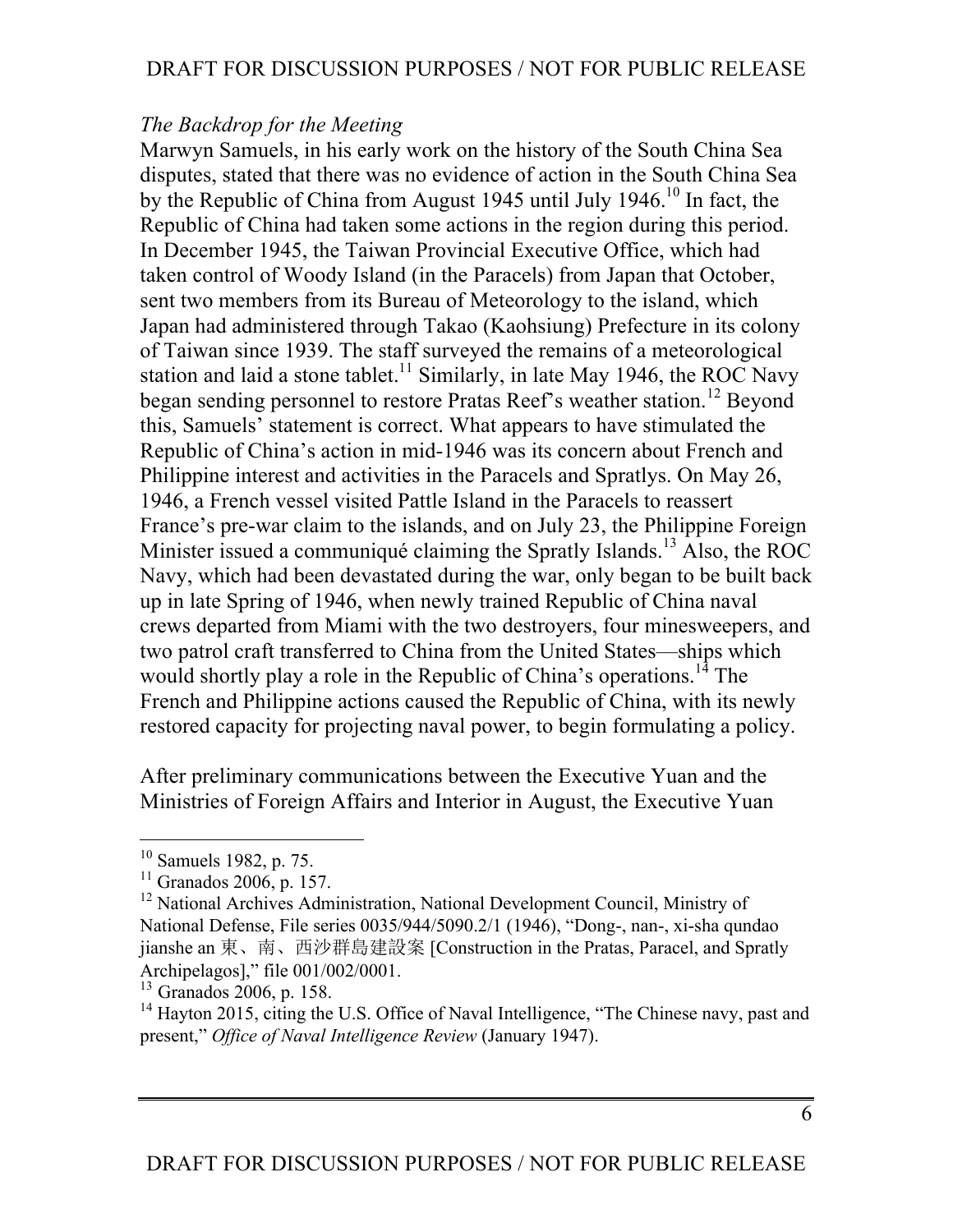*The Backdrop for the Meeting*

Marwyn Samuels, in his early work on the history of the South China Sea disputes, stated that there was no evidence of action in the South China Sea by the Republic of China from August 1945 until July 1946.[10] In fact, the Republic of China had taken some actions in the region during this period. In December 1945, the Taiwan Provincial Executive Office, which had taken control of Woody Island (in the Paracels) from Japan that October, sent two members from its Bureau of Meteorology to the island, which Japan had administered through Takao (Kaohsiung) Prefecture in its colony of Taiwan since 1939. The staff surveyed the remains of a meteorological station and laid a stone tablet.[11] Similarly, in late May 1946, the ROC Navy began sending personnel to restore Pratas Reef's weather station.[12] Beyond this, Samuels' statement is correct. What appears to have stimulated the Republic of China's action in mid-1946 was its concern about French and Philippine interest and activities in the Paracels and Spratlys. On May 26, 1946, a French vessel visited Pattle Island in the Paracels to reassert France's pre-war claim to the islands, and on July 23, the Philippine Foreign Minister issued a communiqué claiming the Spratly Islands.[13] Also, the ROC Navy, which had been devastated during the war, only began to be built back up in late Spring of 1946, when newly trained Republic of China naval crews departed from Miami with the two destroyers, four minesweepers, and two patrol craft transferred to China from the United States—ships which would shortly play a role in the Republic of China's operations.[14] The French and Philippine actions caused the Republic of China, with its newly restored capacity for projecting naval power, to begin formulating a policy.

After preliminary communications between the Executive Yuan and the Ministries of Foreign Affairs and Interior in August, the Executive Yuan

---

[10] Samuels 1982, p. 75.

[11] Granados 2006, p. 157.

[12] National Archives Administration, National Development Council, Ministry of National Defense, File series 0035/944/5090.2/1 (1946), "Dong-, nan-, xi-sha qundao jianshe an 東、南、西沙群島建設案 [Construction in the Pratas, Paracel, and Spratly Archipelagos]," file 001/002/0001.

[13] Granados 2006, p. 158.

[14] Hayton 2015, citing the U.S. Office of Naval Intelligence, "The Chinese navy, past and present," *Office of Naval Intelligence Review* (January 1947).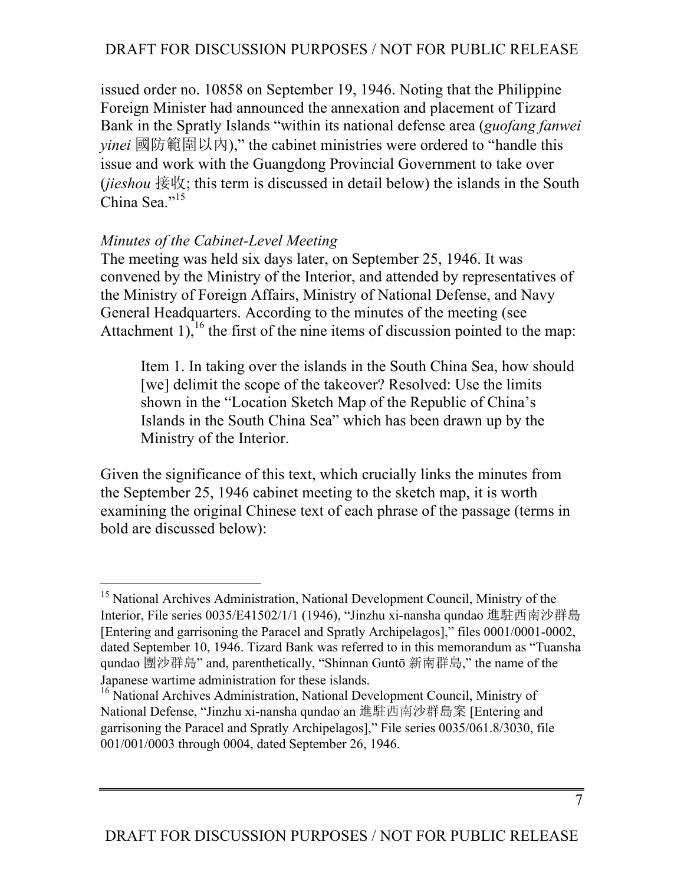issued order no. 10858 on September 19, 1946. Noting that the Philippine Foreign Minister had announced the annexation and placement of Tizard Bank in the Spratly Islands "within its national defense area (*guofang fanwei yinei* 國防範圍以內)," the cabinet ministries were ordered to "handle this issue and work with the Guangdong Provincial Government to take over (*jieshou* 接收; this term is discussed in detail below) the islands in the South China Sea."[15]

*Minutes of the Cabinet-Level Meeting*

The meeting was held six days later, on September 25, 1946. It was convened by the Ministry of the Interior, and attended by representatives of the Ministry of Foreign Affairs, Ministry of National Defense, and Navy General Headquarters. According to the minutes of the meeting (see Attachment 1),[16] the first of the nine items of discussion pointed to the map:

> Item 1. In taking over the islands in the South China Sea, how should [we] delimit the scope of the takeover? Resolved: Use the limits shown in the "Location Sketch Map of the Republic of China's Islands in the South China Sea" which has been drawn up by the Ministry of the Interior.

Given the significance of this text, which crucially links the minutes from the September 25, 1946 cabinet meeting to the sketch map, it is worth examining the original Chinese text of each phrase of the passage (terms in bold are discussed below):

---

[15] National Archives Administration, National Development Council, Ministry of the Interior, File series 0035/E41502/1/1 (1946), "Jinzhu xi-nansha qundao 進駐西南沙群島 [Entering and garrisoning the Paracel and Spratly Archipelagos]," files 0001/0001-0002, dated September 10, 1946. Tizard Bank was referred to in this memorandum as "Tuansha qundao 團沙群島" and, parenthetically, "Shinnan Guntō 新南群島," the name of the Japanese wartime administration for these islands.

[16] National Archives Administration, National Development Council, Ministry of National Defense, "Jinzhu xi-nansha qundao an 進駐西南沙群島案 [Entering and garrisoning the Paracel and Spratly Archipelagos]," File series 0035/061.8/3030, file 001/001/0003 through 0004, dated September 26, 1946.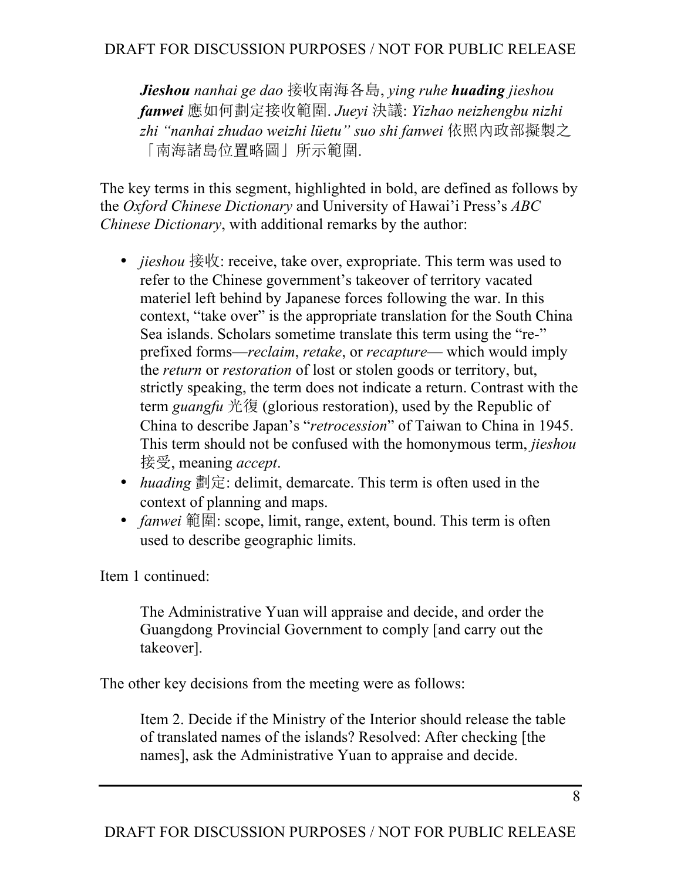> ***Jieshou*** *nanhai ge dao* 接收南海各島, *ying ruhe* ***huading*** *jieshou* ***fanwei*** 應如何劃定接收範圍. *Jueyi* 決議: *Yizhao neizhengbu nizhi zhi "nanhai zhudao weizhi lüetu" suo shi fanwei* 依照內政部擬製之「南海諸島位置略圖」所示範圍.

The key terms in this segment, highlighted in bold, are defined as follows by the *Oxford Chinese Dictionary* and University of Hawai'i Press's *ABC Chinese Dictionary*, with additional remarks by the author:

- *jieshou* 接收: receive, take over, expropriate. This term was used to refer to the Chinese government's takeover of territory vacated materiel left behind by Japanese forces following the war. In this context, "take over" is the appropriate translation for the South China Sea islands. Scholars sometime translate this term using the "re-" prefixed forms—*reclaim*, *retake*, or *recapture*— which would imply the *return* or *restoration* of lost or stolen goods or territory, but, strictly speaking, the term does not indicate a return. Contrast with the term *guangfu* 光復 (glorious restoration), used by the Republic of China to describe Japan's "*retrocession*" of Taiwan to China in 1945. This term should not be confused with the homonymous term, *jieshou* 接受, meaning *accept*.
- *huading* 劃定: delimit, demarcate. This term is often used in the context of planning and maps.
- *fanwei* 範圍: scope, limit, range, extent, bound. This term is often used to describe geographic limits.

Item 1 continued:

> The Administrative Yuan will appraise and decide, and order the Guangdong Provincial Government to comply [and carry out the takeover].

The other key decisions from the meeting were as follows:

> Item 2. Decide if the Ministry of the Interior should release the table of translated names of the islands? Resolved: After checking [the names], ask the Administrative Yuan to appraise and decide.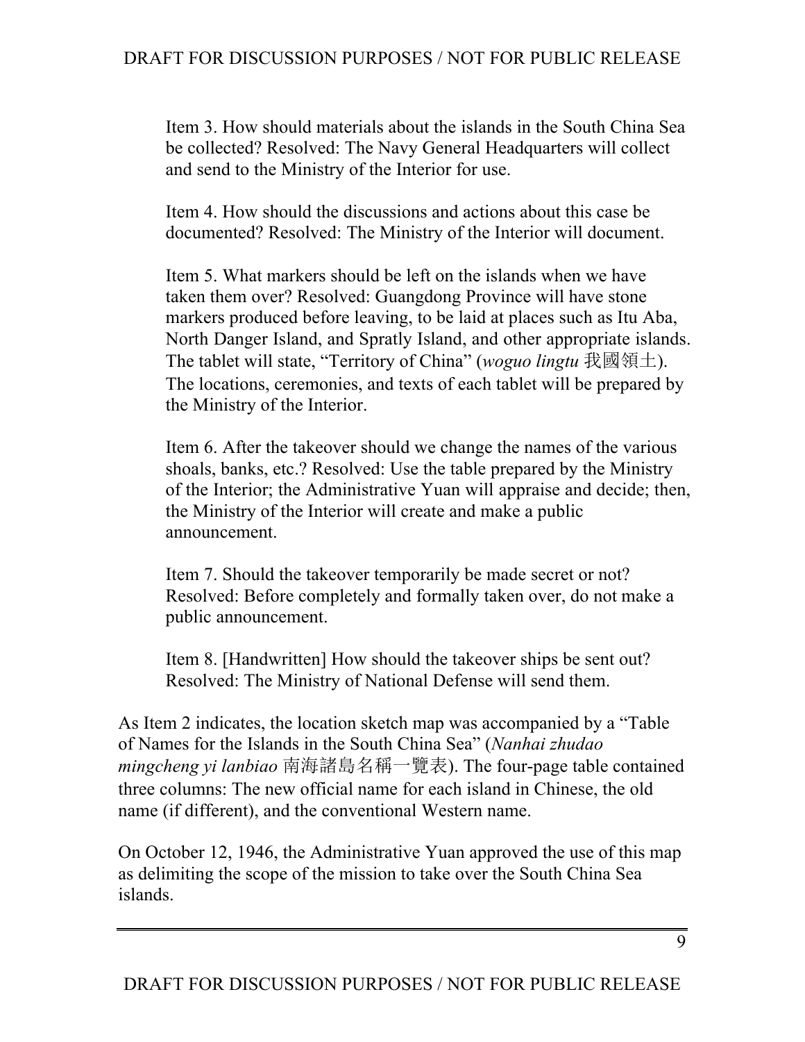Item 3. How should materials about the islands in the South China Sea be collected? Resolved: The Navy General Headquarters will collect and send to the Ministry of the Interior for use.

Item 4. How should the discussions and actions about this case be documented? Resolved: The Ministry of the Interior will document.

Item 5. What markers should be left on the islands when we have taken them over? Resolved: Guangdong Province will have stone markers produced before leaving, to be laid at places such as Itu Aba, North Danger Island, and Spratly Island, and other appropriate islands. The tablet will state, "Territory of China" (*woguo lingtu* 我國領土). The locations, ceremonies, and texts of each tablet will be prepared by the Ministry of the Interior.

Item 6. After the takeover should we change the names of the various shoals, banks, etc.? Resolved: Use the table prepared by the Ministry of the Interior; the Administrative Yuan will appraise and decide; then, the Ministry of the Interior will create and make a public announcement.

Item 7. Should the takeover temporarily be made secret or not? Resolved: Before completely and formally taken over, do not make a public announcement.

Item 8. [Handwritten] How should the takeover ships be sent out? Resolved: The Ministry of National Defense will send them.

As Item 2 indicates, the location sketch map was accompanied by a "Table of Names for the Islands in the South China Sea" (*Nanhai zhudao mingcheng yi lanbiao* 南海諸島名稱一覽表). The four-page table contained three columns: The new official name for each island in Chinese, the old name (if different), and the conventional Western name.

On October 12, 1946, the Administrative Yuan approved the use of this map as delimiting the scope of the mission to take over the South China Sea islands.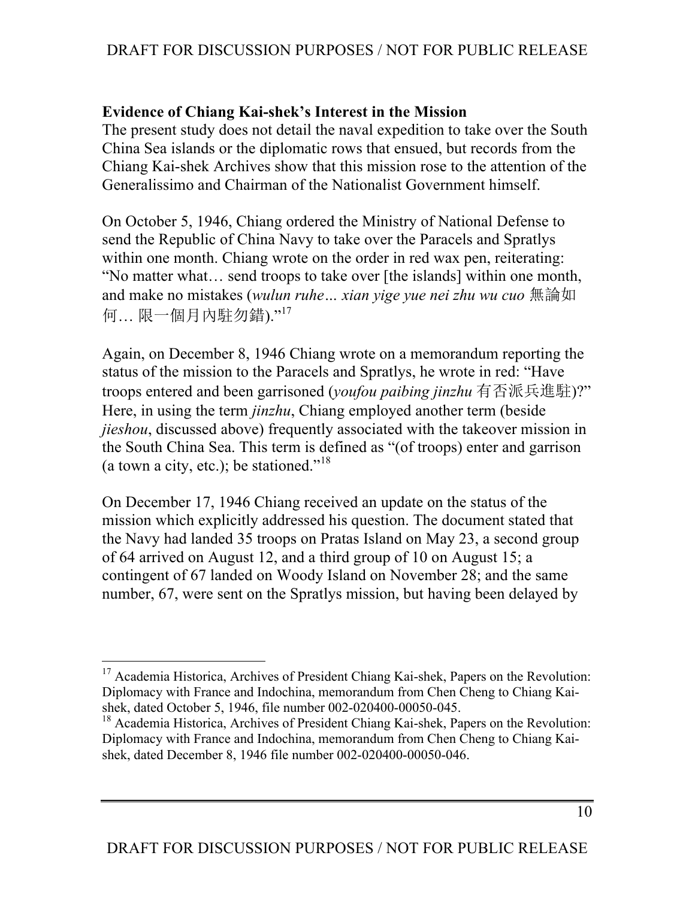### Evidence of Chiang Kai-shek's Interest in the Mission

The present study does not detail the naval expedition to take over the South China Sea islands or the diplomatic rows that ensued, but records from the Chiang Kai-shek Archives show that this mission rose to the attention of the Generalissimo and Chairman of the Nationalist Government himself.

On October 5, 1946, Chiang ordered the Ministry of National Defense to send the Republic of China Navy to take over the Paracels and Spratlys within one month. Chiang wrote on the order in red wax pen, reiterating: "No matter what… send troops to take over [the islands] within one month, and make no mistakes (*wulun ruhe… xian yige yue nei zhu wu cuo* 無論如何… 限一個月內駐勿錯)."[17]

Again, on December 8, 1946 Chiang wrote on a memorandum reporting the status of the mission to the Paracels and Spratlys, he wrote in red: "Have troops entered and been garrisoned (*youfou paibing jinzhu* 有否派兵進駐)?" Here, in using the term *jinzhu*, Chiang employed another term (beside *jieshou*, discussed above) frequently associated with the takeover mission in the South China Sea. This term is defined as "(of troops) enter and garrison (a town a city, etc.); be stationed."[18]

On December 17, 1946 Chiang received an update on the status of the mission which explicitly addressed his question. The document stated that the Navy had landed 35 troops on Pratas Island on May 23, a second group of 64 arrived on August 12, and a third group of 10 on August 15; a contingent of 67 landed on Woody Island on November 28; and the same number, 67, were sent on the Spratlys mission, but having been delayed by

---

[17] Academia Historica, Archives of President Chiang Kai-shek, Papers on the Revolution: Diplomacy with France and Indochina, memorandum from Chen Cheng to Chiang Kai-shek, dated October 5, 1946, file number 002-020400-00050-045.

[18] Academia Historica, Archives of President Chiang Kai-shek, Papers on the Revolution: Diplomacy with France and Indochina, memorandum from Chen Cheng to Chiang Kai-shek, dated December 8, 1946 file number 002-020400-00050-046.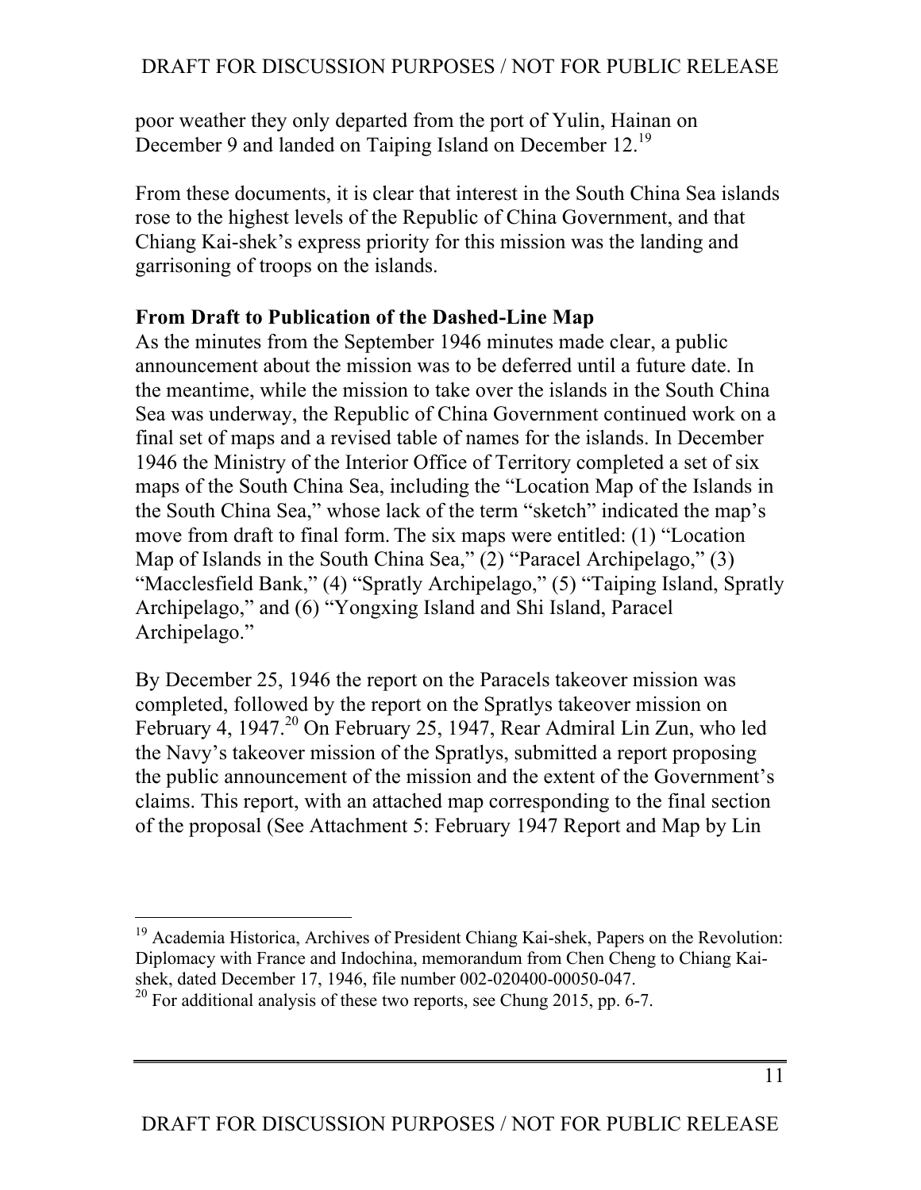poor weather they only departed from the port of Yulin, Hainan on December 9 and landed on Taiping Island on December 12.[19]

From these documents, it is clear that interest in the South China Sea islands rose to the highest levels of the Republic of China Government, and that Chiang Kai-shek's express priority for this mission was the landing and garrisoning of troops on the islands.

**From Draft to Publication of the Dashed-Line Map**

As the minutes from the September 1946 minutes made clear, a public announcement about the mission was to be deferred until a future date. In the meantime, while the mission to take over the islands in the South China Sea was underway, the Republic of China Government continued work on a final set of maps and a revised table of names for the islands. In December 1946 the Ministry of the Interior Office of Territory completed a set of six maps of the South China Sea, including the "Location Map of the Islands in the South China Sea," whose lack of the term "sketch" indicated the map's move from draft to final form. The six maps were entitled: (1) "Location Map of Islands in the South China Sea," (2) "Paracel Archipelago," (3) "Macclesfield Bank," (4) "Spratly Archipelago," (5) "Taiping Island, Spratly Archipelago," and (6) "Yongxing Island and Shi Island, Paracel Archipelago."

By December 25, 1946 the report on the Paracels takeover mission was completed, followed by the report on the Spratlys takeover mission on February 4, 1947.[20] On February 25, 1947, Rear Admiral Lin Zun, who led the Navy's takeover mission of the Spratlys, submitted a report proposing the public announcement of the mission and the extent of the Government's claims. This report, with an attached map corresponding to the final section of the proposal (See Attachment 5: February 1947 Report and Map by Lin

---

[19] Academia Historica, Archives of President Chiang Kai-shek, Papers on the Revolution: Diplomacy with France and Indochina, memorandum from Chen Cheng to Chiang Kai-shek, dated December 17, 1946, file number 002-020400-00050-047.

[20] For additional analysis of these two reports, see Chung 2015, pp. 6-7.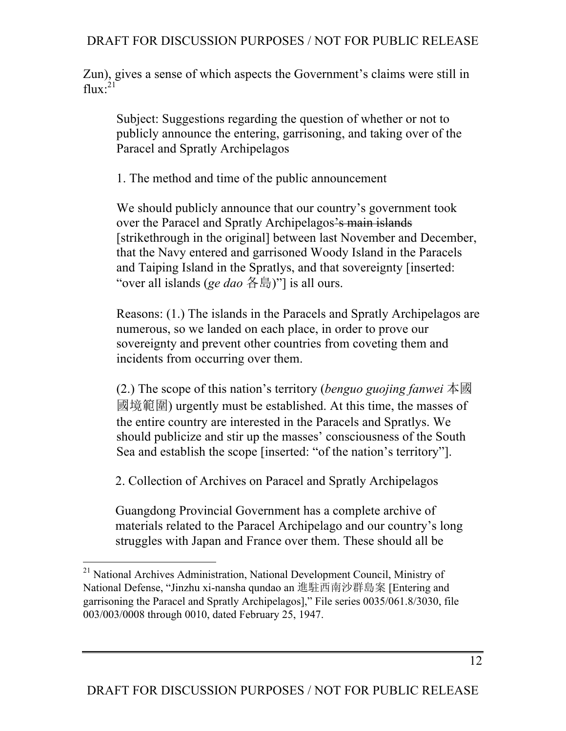Zun), gives a sense of which aspects the Government's claims were still in flux:[21]

> Subject: Suggestions regarding the question of whether or not to publicly announce the entering, garrisoning, and taking over of the Paracel and Spratly Archipelagos
>
> 1. The method and time of the public announcement
>
> We should publicly announce that our country's government took over the Paracel and Spratly Archipelagos~~'s main islands~~ [strikethrough in the original] between last November and December, that the Navy entered and garrisoned Woody Island in the Paracels and Taiping Island in the Spratlys, and that sovereignty [inserted: "over all islands (*ge dao* 各島)"] is all ours.
>
> Reasons: (1.) The islands in the Paracels and Spratly Archipelagos are numerous, so we landed on each place, in order to prove our sovereignty and prevent other countries from coveting them and incidents from occurring over them.
>
> (2.) The scope of this nation's territory (*benguo guojing fanwei* 本國國境範圍) urgently must be established. At this time, the masses of the entire country are interested in the Paracels and Spratlys. We should publicize and stir up the masses' consciousness of the South Sea and establish the scope [inserted: "of the nation's territory"].
>
> 2. Collection of Archives on Paracel and Spratly Archipelagos
>
> Guangdong Provincial Government has a complete archive of materials related to the Paracel Archipelago and our country's long struggles with Japan and France over them. These should all be

---

[21] National Archives Administration, National Development Council, Ministry of National Defense, "Jinzhu xi-nansha qundao an 進駐西南沙群島案 [Entering and garrisoning the Paracel and Spratly Archipelagos]," File series 0035/061.8/3030, file 003/003/0008 through 0010, dated February 25, 1947.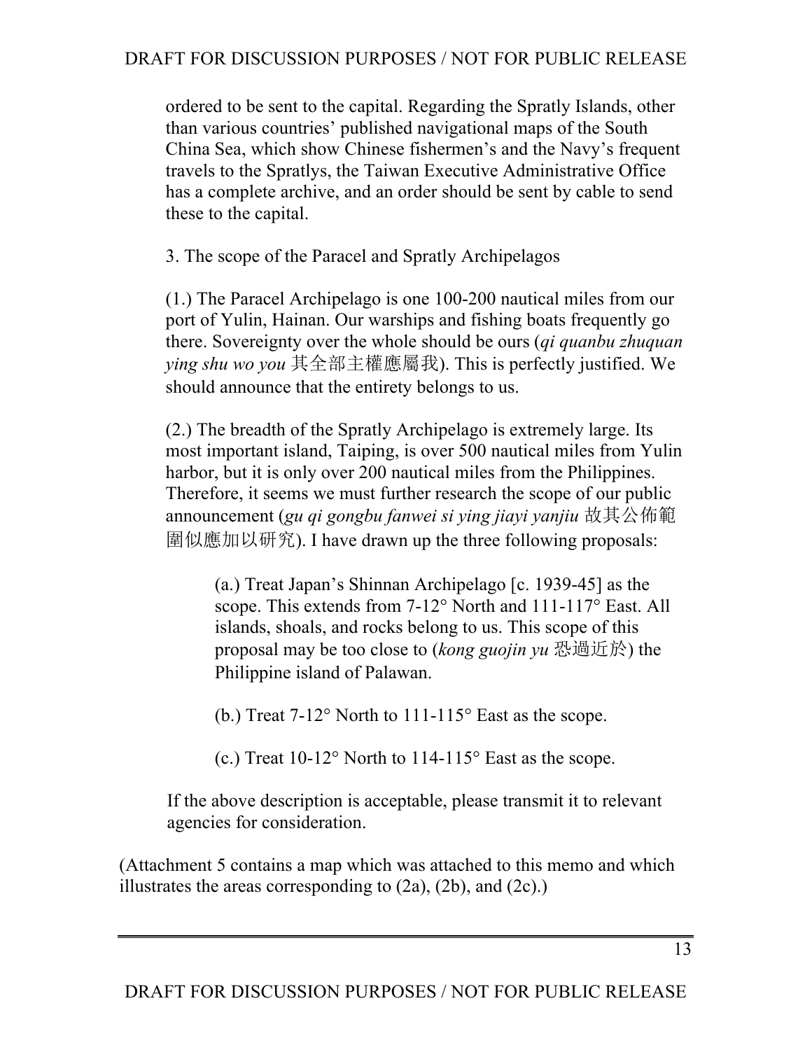ordered to be sent to the capital. Regarding the Spratly Islands, other than various countries' published navigational maps of the South China Sea, which show Chinese fishermen's and the Navy's frequent travels to the Spratlys, the Taiwan Executive Administrative Office has a complete archive, and an order should be sent by cable to send these to the capital.

3. The scope of the Paracel and Spratly Archipelagos

(1.) The Paracel Archipelago is one 100-200 nautical miles from our port of Yulin, Hainan. Our warships and fishing boats frequently go there. Sovereignty over the whole should be ours (*qi quanbu zhuquan ying shu wo you* 其全部主權應屬我). This is perfectly justified. We should announce that the entirety belongs to us.

(2.) The breadth of the Spratly Archipelago is extremely large. Its most important island, Taiping, is over 500 nautical miles from Yulin harbor, but it is only over 200 nautical miles from the Philippines. Therefore, it seems we must further research the scope of our public announcement (*gu qi gongbu fanwei si ying jiayi yanjiu* 故其公佈範圍似應加以研究). I have drawn up the three following proposals:

> (a.) Treat Japan's Shinnan Archipelago [c. 1939-45] as the scope. This extends from 7-12° North and 111-117° East. All islands, shoals, and rocks belong to us. This scope of this proposal may be too close to (*kong guojin yu* 恐過近於) the Philippine island of Palawan.
>
> (b.) Treat 7-12° North to 111-115° East as the scope.
>
> (c.) Treat 10-12° North to 114-115° East as the scope.

If the above description is acceptable, please transmit it to relevant agencies for consideration.

(Attachment 5 contains a map which was attached to this memo and which illustrates the areas corresponding to (2a), (2b), and (2c).)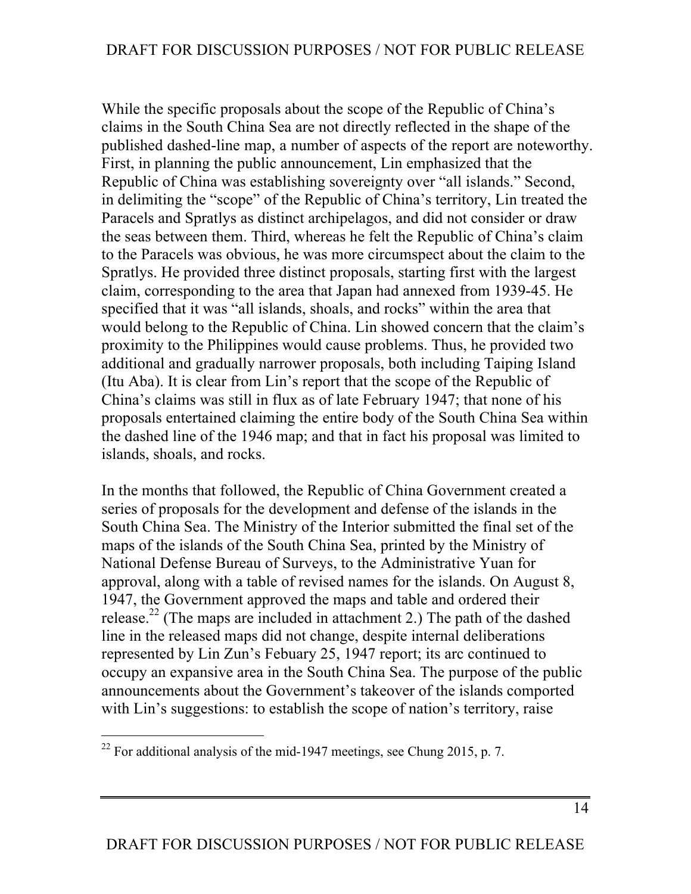While the specific proposals about the scope of the Republic of China's claims in the South China Sea are not directly reflected in the shape of the published dashed-line map, a number of aspects of the report are noteworthy. First, in planning the public announcement, Lin emphasized that the Republic of China was establishing sovereignty over "all islands." Second, in delimiting the "scope" of the Republic of China's territory, Lin treated the Paracels and Spratlys as distinct archipelagos, and did not consider or draw the seas between them. Third, whereas he felt the Republic of China's claim to the Paracels was obvious, he was more circumspect about the claim to the Spratlys. He provided three distinct proposals, starting first with the largest claim, corresponding to the area that Japan had annexed from 1939-45. He specified that it was "all islands, shoals, and rocks" within the area that would belong to the Republic of China. Lin showed concern that the claim's proximity to the Philippines would cause problems. Thus, he provided two additional and gradually narrower proposals, both including Taiping Island (Itu Aba). It is clear from Lin's report that the scope of the Republic of China's claims was still in flux as of late February 1947; that none of his proposals entertained claiming the entire body of the South China Sea within the dashed line of the 1946 map; and that in fact his proposal was limited to islands, shoals, and rocks.

In the months that followed, the Republic of China Government created a series of proposals for the development and defense of the islands in the South China Sea. The Ministry of the Interior submitted the final set of the maps of the islands of the South China Sea, printed by the Ministry of National Defense Bureau of Surveys, to the Administrative Yuan for approval, along with a table of revised names for the islands. On August 8, 1947, the Government approved the maps and table and ordered their release.[22] (The maps are included in attachment 2.) The path of the dashed line in the released maps did not change, despite internal deliberations represented by Lin Zun's Febuary 25, 1947 report; its arc continued to occupy an expansive area in the South China Sea. The purpose of the public announcements about the Government's takeover of the islands comported with Lin's suggestions: to establish the scope of nation's territory, raise

[22] For additional analysis of the mid-1947 meetings, see Chung 2015, p. 7.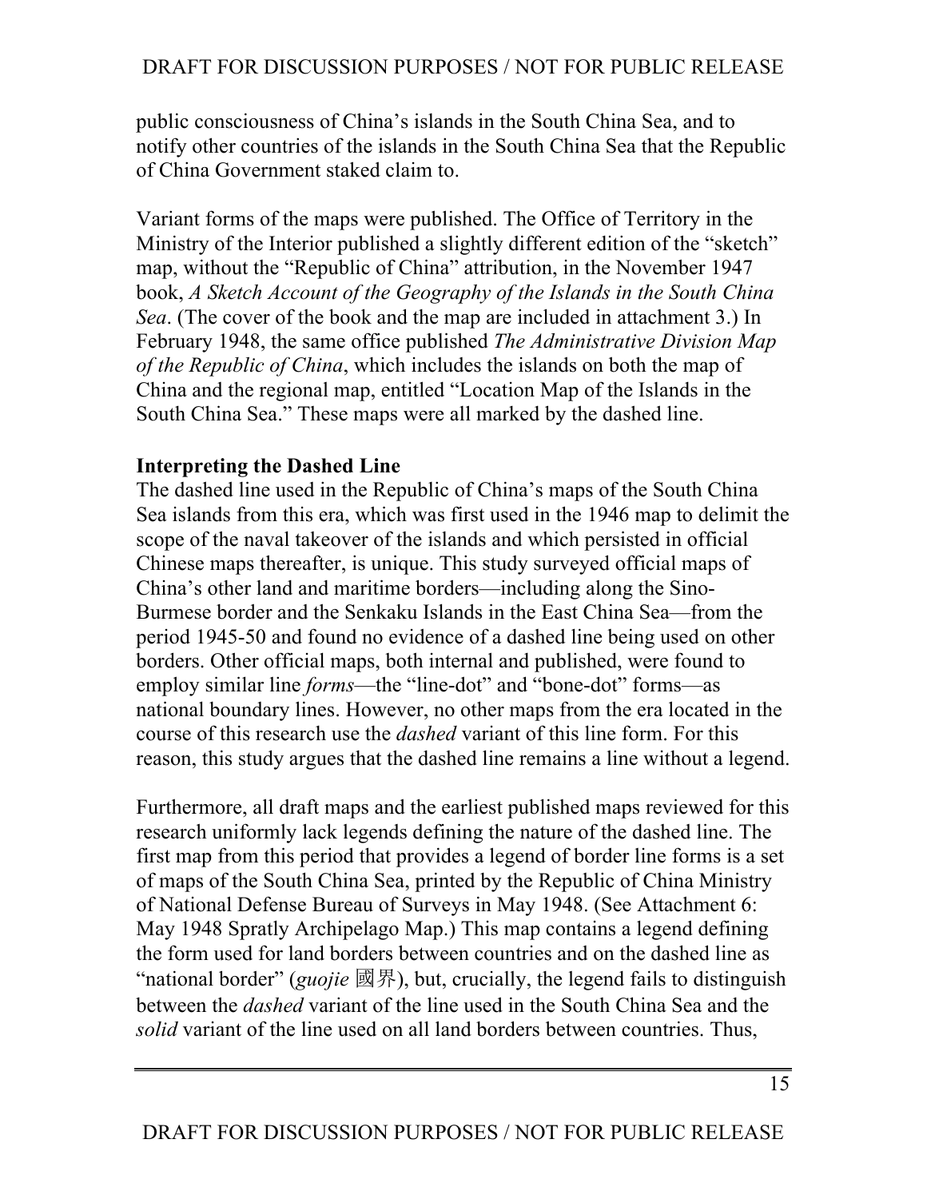public consciousness of China's islands in the South China Sea, and to notify other countries of the islands in the South China Sea that the Republic of China Government staked claim to.

Variant forms of the maps were published. The Office of Territory in the Ministry of the Interior published a slightly different edition of the "sketch" map, without the "Republic of China" attribution, in the November 1947 book, *A Sketch Account of the Geography of the Islands in the South China Sea*. (The cover of the book and the map are included in attachment 3.) In February 1948, the same office published *The Administrative Division Map of the Republic of China*, which includes the islands on both the map of China and the regional map, entitled "Location Map of the Islands in the South China Sea." These maps were all marked by the dashed line.

**Interpreting the Dashed Line**

The dashed line used in the Republic of China's maps of the South China Sea islands from this era, which was first used in the 1946 map to delimit the scope of the naval takeover of the islands and which persisted in official Chinese maps thereafter, is unique. This study surveyed official maps of China's other land and maritime borders—including along the Sino-Burmese border and the Senkaku Islands in the East China Sea—from the period 1945-50 and found no evidence of a dashed line being used on other borders. Other official maps, both internal and published, were found to employ similar line *forms*—the "line-dot" and "bone-dot" forms—as national boundary lines. However, no other maps from the era located in the course of this research use the *dashed* variant of this line form. For this reason, this study argues that the dashed line remains a line without a legend.

Furthermore, all draft maps and the earliest published maps reviewed for this research uniformly lack legends defining the nature of the dashed line. The first map from this period that provides a legend of border line forms is a set of maps of the South China Sea, printed by the Republic of China Ministry of National Defense Bureau of Surveys in May 1948. (See Attachment 6: May 1948 Spratly Archipelago Map.) This map contains a legend defining the form used for land borders between countries and on the dashed line as "national border" (*guojie* 國界), but, crucially, the legend fails to distinguish between the *dashed* variant of the line used in the South China Sea and the *solid* variant of the line used on all land borders between countries. Thus,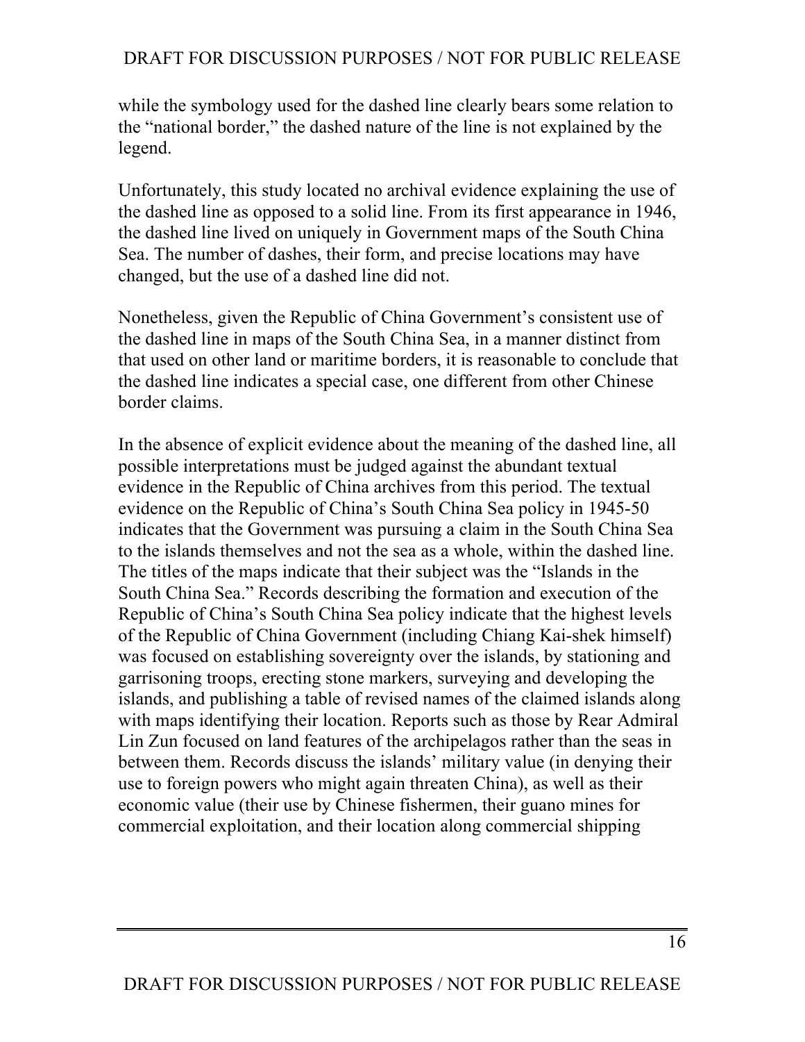while the symbology used for the dashed line clearly bears some relation to the "national border," the dashed nature of the line is not explained by the legend.

Unfortunately, this study located no archival evidence explaining the use of the dashed line as opposed to a solid line. From its first appearance in 1946, the dashed line lived on uniquely in Government maps of the South China Sea. The number of dashes, their form, and precise locations may have changed, but the use of a dashed line did not.

Nonetheless, given the Republic of China Government's consistent use of the dashed line in maps of the South China Sea, in a manner distinct from that used on other land or maritime borders, it is reasonable to conclude that the dashed line indicates a special case, one different from other Chinese border claims.

In the absence of explicit evidence about the meaning of the dashed line, all possible interpretations must be judged against the abundant textual evidence in the Republic of China archives from this period. The textual evidence on the Republic of China's South China Sea policy in 1945-50 indicates that the Government was pursuing a claim in the South China Sea to the islands themselves and not the sea as a whole, within the dashed line. The titles of the maps indicate that their subject was the "Islands in the South China Sea." Records describing the formation and execution of the Republic of China's South China Sea policy indicate that the highest levels of the Republic of China Government (including Chiang Kai-shek himself) was focused on establishing sovereignty over the islands, by stationing and garrisoning troops, erecting stone markers, surveying and developing the islands, and publishing a table of revised names of the claimed islands along with maps identifying their location. Reports such as those by Rear Admiral Lin Zun focused on land features of the archipelagos rather than the seas in between them. Records discuss the islands' military value (in denying their use to foreign powers who might again threaten China), as well as their economic value (their use by Chinese fishermen, their guano mines for commercial exploitation, and their location along commercial shipping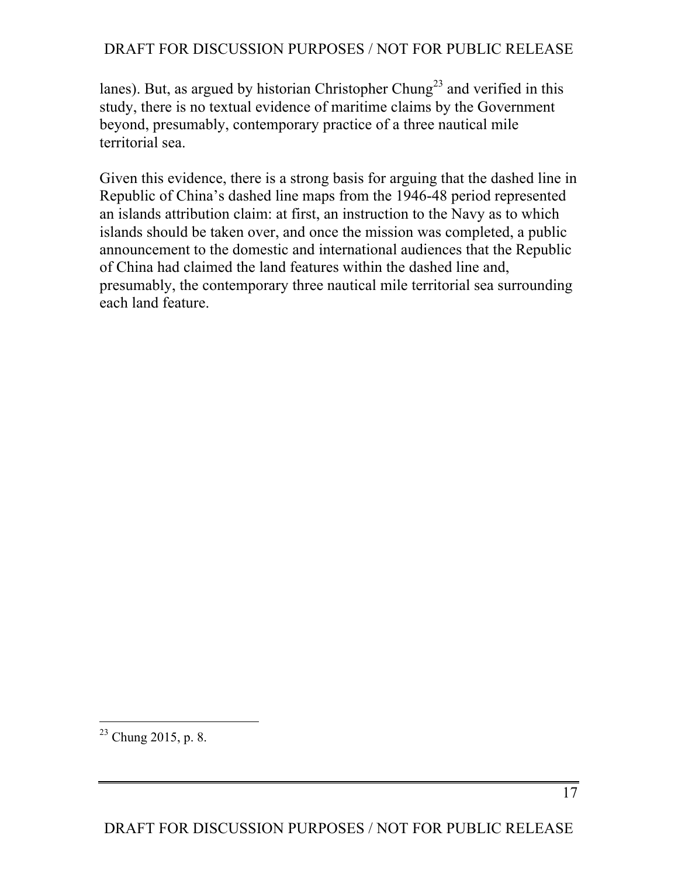lanes). But, as argued by historian Christopher Chung[23] and verified in this study, there is no textual evidence of maritime claims by the Government beyond, presumably, contemporary practice of a three nautical mile territorial sea.

Given this evidence, there is a strong basis for arguing that the dashed line in Republic of China's dashed line maps from the 1946-48 period represented an islands attribution claim: at first, an instruction to the Navy as to which islands should be taken over, and once the mission was completed, a public announcement to the domestic and international audiences that the Republic of China had claimed the land features within the dashed line and, presumably, the contemporary three nautical mile territorial sea surrounding each land feature.

[23] Chung 2015, p. 8.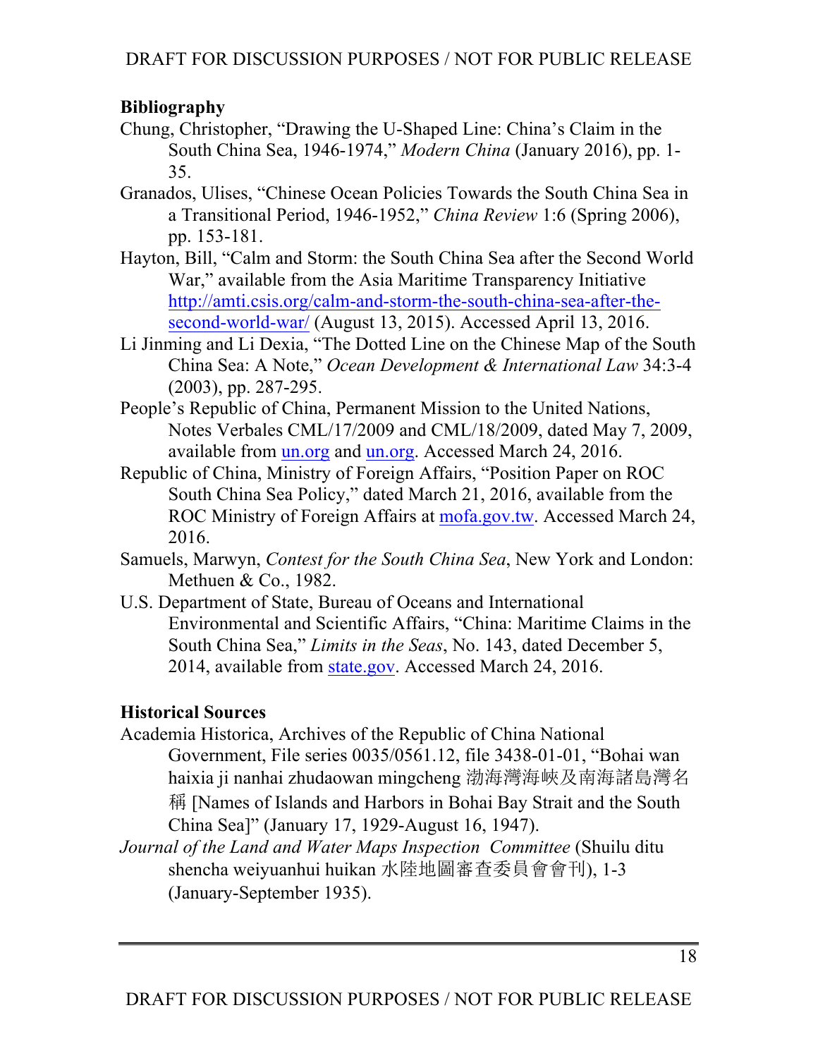## Bibliography

Chung, Christopher, "Drawing the U-Shaped Line: China's Claim in the South China Sea, 1946-1974," *Modern China* (January 2016), pp. 1-35.

Granados, Ulises, "Chinese Ocean Policies Towards the South China Sea in a Transitional Period, 1946-1952," *China Review* 1:6 (Spring 2006), pp. 153-181.

Hayton, Bill, "Calm and Storm: the South China Sea after the Second World War," available from the Asia Maritime Transparency Initiative http://amti.csis.org/calm-and-storm-the-south-china-sea-after-the-second-world-war/ (August 13, 2015). Accessed April 13, 2016.

Li Jinming and Li Dexia, "The Dotted Line on the Chinese Map of the South China Sea: A Note," *Ocean Development & International Law* 34:3-4 (2003), pp. 287-295.

People's Republic of China, Permanent Mission to the United Nations, Notes Verbales CML/17/2009 and CML/18/2009, dated May 7, 2009, available from un.org and un.org. Accessed March 24, 2016.

Republic of China, Ministry of Foreign Affairs, "Position Paper on ROC South China Sea Policy," dated March 21, 2016, available from the ROC Ministry of Foreign Affairs at mofa.gov.tw. Accessed March 24, 2016.

Samuels, Marwyn, *Contest for the South China Sea*, New York and London: Methuen & Co., 1982.

U.S. Department of State, Bureau of Oceans and International Environmental and Scientific Affairs, "China: Maritime Claims in the South China Sea," *Limits in the Seas*, No. 143, dated December 5, 2014, available from state.gov. Accessed March 24, 2016.

## Historical Sources

Academia Historica, Archives of the Republic of China National Government, File series 0035/0561.12, file 3438-01-01, "Bohai wan haixia ji nanhai zhudaowan mingcheng 渤海灣海峽及南海諸島灣名稱 [Names of Islands and Harbors in Bohai Bay Strait and the South China Sea]" (January 17, 1929-August 16, 1947).

*Journal of the Land and Water Maps Inspection Committee* (Shuilu ditu shencha weiyuanhui huikan 水陸地圖審查委員會會刊), 1-3 (January-September 1935).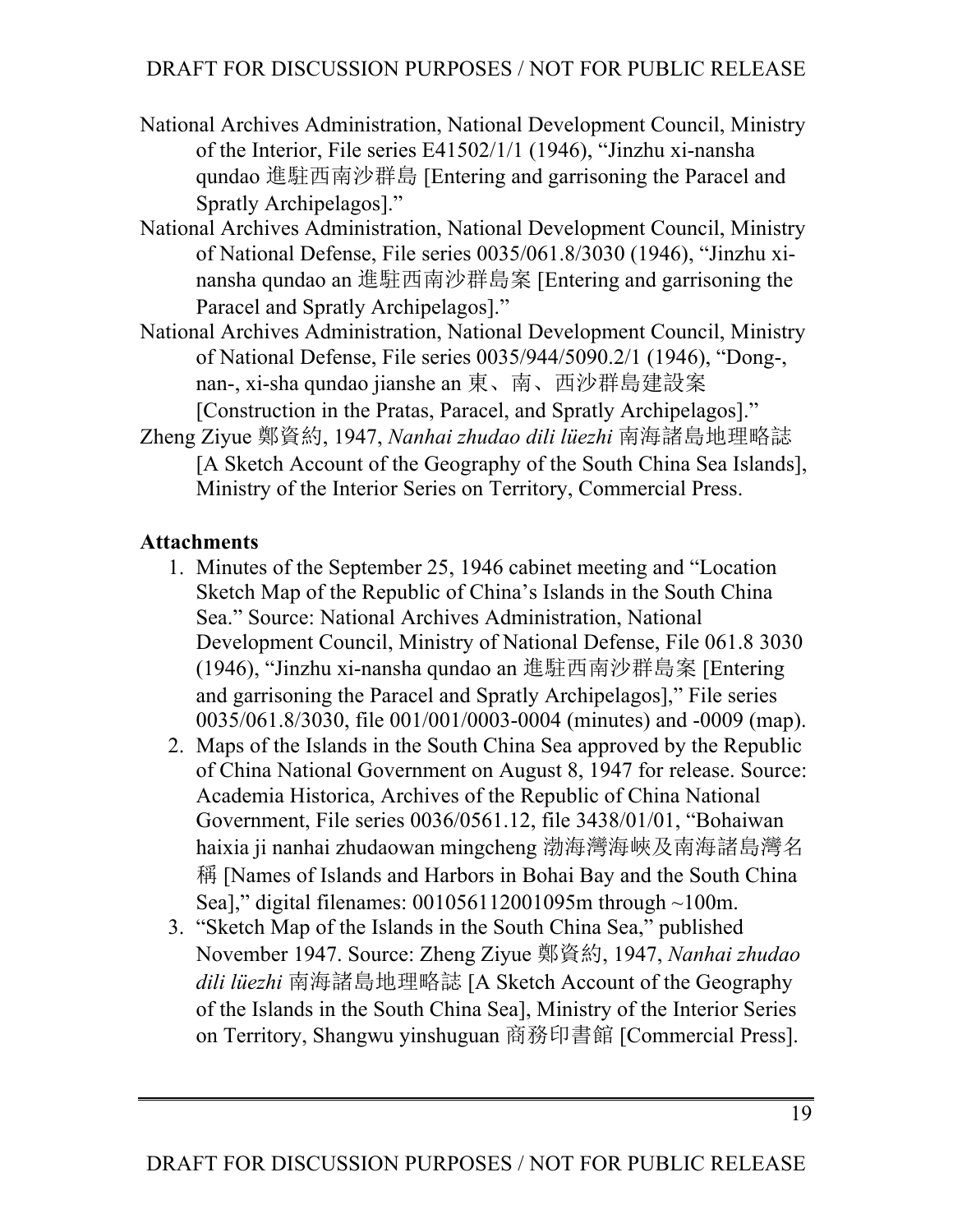National Archives Administration, National Development Council, Ministry of the Interior, File series E41502/1/1 (1946), "Jinzhu xi-nansha qundao 進駐西南沙群島 [Entering and garrisoning the Paracel and Spratly Archipelagos]."

National Archives Administration, National Development Council, Ministry of National Defense, File series 0035/061.8/3030 (1946), "Jinzhu xi-nansha qundao an 進駐西南沙群島案 [Entering and garrisoning the Paracel and Spratly Archipelagos]."

National Archives Administration, National Development Council, Ministry of National Defense, File series 0035/944/5090.2/1 (1946), "Dong-, nan-, xi-sha qundao jianshe an 東、南、西沙群島建設案 [Construction in the Pratas, Paracel, and Spratly Archipelagos]."

Zheng Ziyue 鄭資約, 1947, *Nanhai zhudao dili lüezhi* 南海諸島地理略誌 [A Sketch Account of the Geography of the South China Sea Islands], Ministry of the Interior Series on Territory, Commercial Press.

**Attachments**

1. Minutes of the September 25, 1946 cabinet meeting and "Location Sketch Map of the Republic of China's Islands in the South China Sea." Source: National Archives Administration, National Development Council, Ministry of National Defense, File 061.8 3030 (1946), "Jinzhu xi-nansha qundao an 進駐西南沙群島案 [Entering and garrisoning the Paracel and Spratly Archipelagos]," File series 0035/061.8/3030, file 001/001/0003-0004 (minutes) and -0009 (map).
2. Maps of the Islands in the South China Sea approved by the Republic of China National Government on August 8, 1947 for release. Source: Academia Historica, Archives of the Republic of China National Government, File series 0036/0561.12, file 3438/01/01, "Bohaiwan haixia ji nanhai zhudaowan mingcheng 渤海灣海峽及南海諸島灣名稱 [Names of Islands and Harbors in Bohai Bay and the South China Sea]," digital filenames: 001056112001095m through ~100m.
3. "Sketch Map of the Islands in the South China Sea," published November 1947. Source: Zheng Ziyue 鄭資約, 1947, *Nanhai zhudao dili lüezhi* 南海諸島地理略誌 [A Sketch Account of the Geography of the Islands in the South China Sea], Ministry of the Interior Series on Territory, Shangwu yinshuguan 商務印書館 [Commercial Press].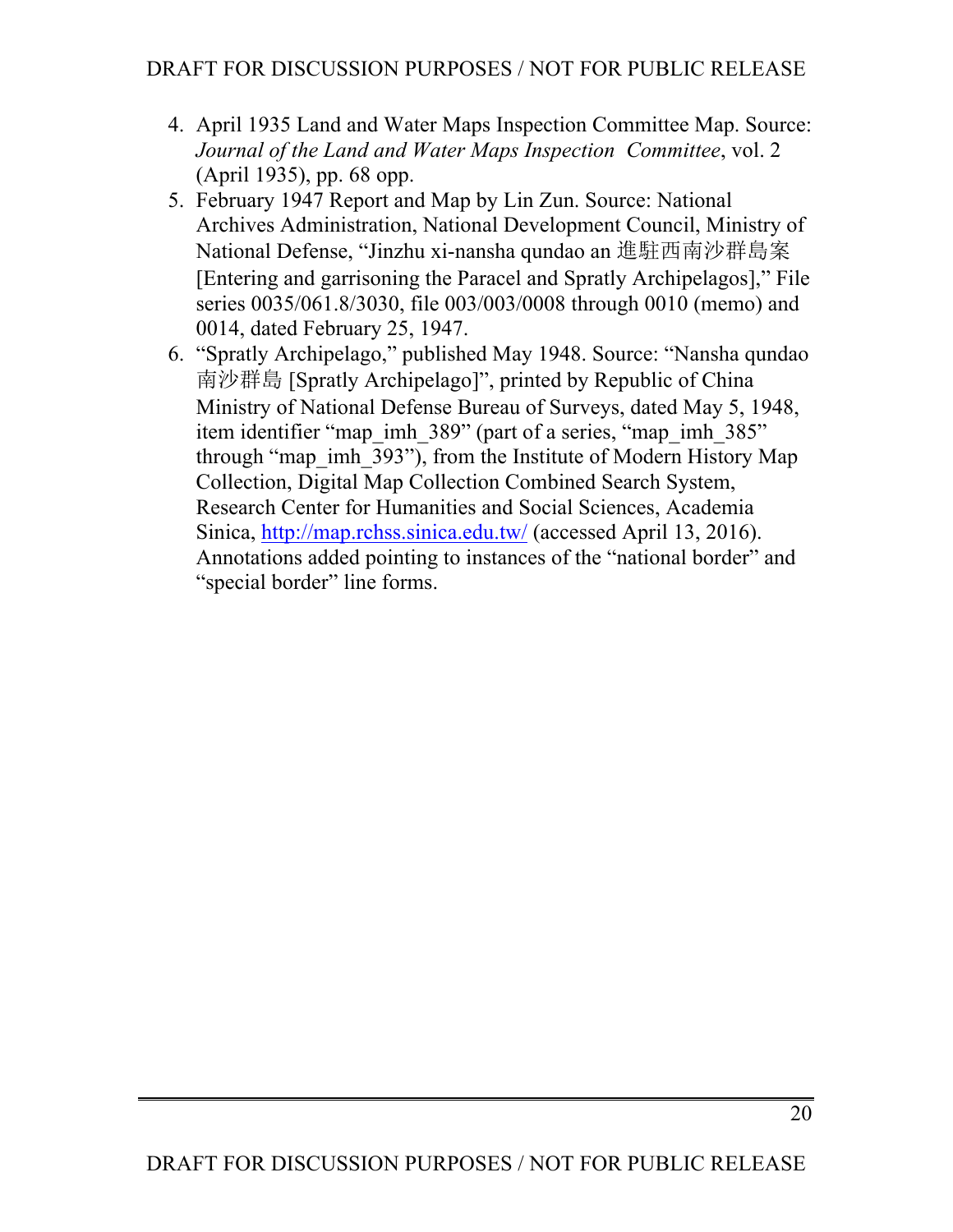4. April 1935 Land and Water Maps Inspection Committee Map. Source: *Journal of the Land and Water Maps Inspection Committee*, vol. 2 (April 1935), pp. 68 opp.
5. February 1947 Report and Map by Lin Zun. Source: National Archives Administration, National Development Council, Ministry of National Defense, "Jinzhu xi-nansha qundao an 進駐西南沙群島案 [Entering and garrisoning the Paracel and Spratly Archipelagos]," File series 0035/061.8/3030, file 003/003/0008 through 0010 (memo) and 0014, dated February 25, 1947.
6. "Spratly Archipelago," published May 1948. Source: "Nansha qundao 南沙群島 [Spratly Archipelago]", printed by Republic of China Ministry of National Defense Bureau of Surveys, dated May 5, 1948, item identifier "map_imh_389" (part of a series, "map_imh_385" through "map_imh_393"), from the Institute of Modern History Map Collection, Digital Map Collection Combined Search System, Research Center for Humanities and Social Sciences, Academia Sinica, http://map.rchss.sinica.edu.tw/ (accessed April 13, 2016). Annotations added pointing to instances of the "national border" and "special border" line forms.